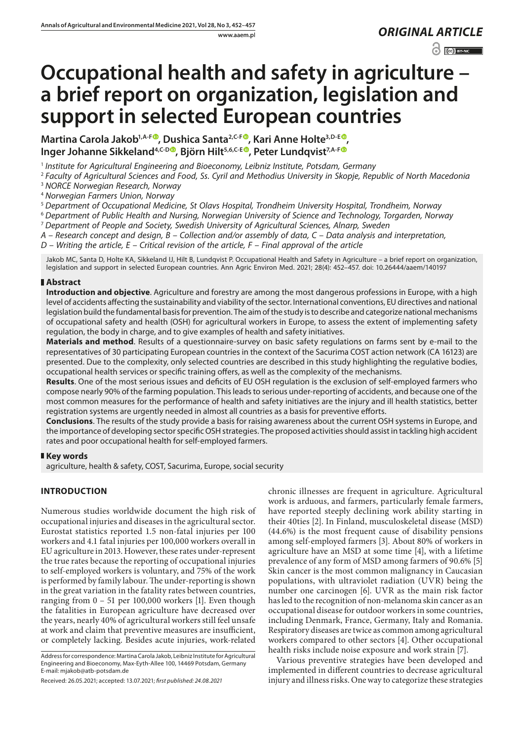*ORIGINAL ARTICLE*

# Occupational health and safety in agriculture – a brief report on organization, legislation and support in selected European countries

**Martina Carola Jakob[1,A-F], Dushica Santa[2,C-F], Kari Anne Holte[3,D-E], Inger Johanne Sikkeland[4,C-D], Björn Hilt[5,6,C-E], Peter Lundqvist[7,A-F]**

[1] *Institute for Agricultural Engineering and Bioeconomy, Leibniz Institute, Potsdam, Germany*
[2] *Faculty of Agricultural Sciences and Food, Ss. Cyril and Methodius University in Skopje, Republic of North Macedonia*
[3] *NORCE Norwegian Research, Norway*
[4] *Norwegian Farmers Union, Norway*
[5] *Department of Occupational Medicine, St Olavs Hospital, Trondheim University Hospital, Trondheim, Norway*
[6] *Department of Public Health and Nursing, Norwegian University of Science and Technology, Torgarden, Norway*
[7] *Department of People and Society, Swedish University of Agricultural Sciences, Alnarp, Sweden*

*A – Research concept and design, B – Collection and/or assembly of data, C – Data analysis and interpretation, D – Writing the article, E – Critical revision of the article, F – Final approval of the article*

Jakob MC, Santa D, Holte KA, Sikkeland IJ, Hilt B, Lundqvist P. Occupational Health and Safety in Agriculture – a brief report on organization, legislation and support in selected European countries. Ann Agric Environ Med. 2021; 28(4): 452–457. doi: 10.26444/aaem/140197

## Abstract

**Introduction and objective**. Agriculture and forestry are among the most dangerous professions in Europe, with a high level of accidents affecting the sustainability and viability of the sector. International conventions, EU directives and national legislation build the fundamental basis for prevention. The aim of the study is to describe and categorize national mechanisms of occupational safety and health (OSH) for agricultural workers in Europe, to assess the extent of implementing safety regulation, the body in charge, and to give examples of health and safety initiatives.

**Materials and method**. Results of a questionnaire-survey on basic safety regulations on farms sent by e-mail to the representatives of 30 participating European countries in the context of the Sacurima COST action network (CA 16123) are presented. Due to the complexity, only selected countries are described in this study highlighting the regulative bodies, occupational health services or specific training offers, as well as the complexity of the mechanisms.

**Results**. One of the most serious issues and deficits of EU OSH regulation is the exclusion of self-employed farmers who compose nearly 90% of the farming population. This leads to serious under-reporting of accidents, and because one of the most common measures for the performance of health and safety initiatives are the injury and ill health statistics, better registration systems are urgently needed in almost all countries as a basis for preventive efforts.

**Conclusions**. The results of the study provide a basis for raising awareness about the current OSH systems in Europe, and the importance of developing sector specific OSH strategies. The proposed activities should assist in tackling high accident rates and poor occupational health for self-employed farmers.

## Key words

agriculture, health & safety, COST, Sacurima, Europe, social security

## INTRODUCTION

Numerous studies worldwide document the high risk of occupational injuries and diseases in the agricultural sector. Eurostat statistics reported 1.5 non-fatal injuries per 100 workers and 4.1 fatal injuries per 100,000 workers overall in EU agriculture in 2013. However, these rates under-represent the true rates because the reporting of occupational injuries to self-employed workers is voluntary, and 75% of the work is performed by family labour. The under-reporting is shown in the great variation in the fatality rates between countries, ranging from 0 – 51 per 100,000 workers [1]. Even though the fatalities in European agriculture have decreased over the years, nearly 40% of agricultural workers still feel unsafe at work and claim that preventive measures are insufficient, or completely lacking. Besides acute injuries, work-related chronic illnesses are frequent in agriculture. Agricultural work is arduous, and farmers, particularly female farmers, have reported steeply declining work ability starting in their 40ties [2]. In Finland, musculoskeletal disease (MSD) (44.6%) is the most frequent cause of disability pensions among self-employed farmers [3]. About 80% of workers in agriculture have an MSD at some time [4], with a lifetime prevalence of any form of MSD among farmers of 90.6% [5] Skin cancer is the most common malignancy in Caucasian populations, with ultraviolet radiation (UVR) being the number one carcinogen [6]. UVR as the main risk factor has led to the recognition of non-melanoma skin cancer as an occupational disease for outdoor workers in some countries, including Denmark, France, Germany, Italy and Romania. Respiratory diseases are twice as common among agricultural workers compared to other sectors [4]. Other occupational health risks include noise exposure and work strain [7].

Various preventive strategies have been developed and implemented in different countries to decrease agricultural injury and illness risks. One way to categorize these strategies

Address for correspondence: Martina Carola Jakob, Leibniz Institute for Agricultural Engineering and Bioeconomy, Max-Eyth-Allee 100, 14469 Potsdam, Germany
E-mail: mjakob@atb-potsdam.de

Received: 26.05.2021; accepted: 13.07.2021; *first published: 24.08.2021*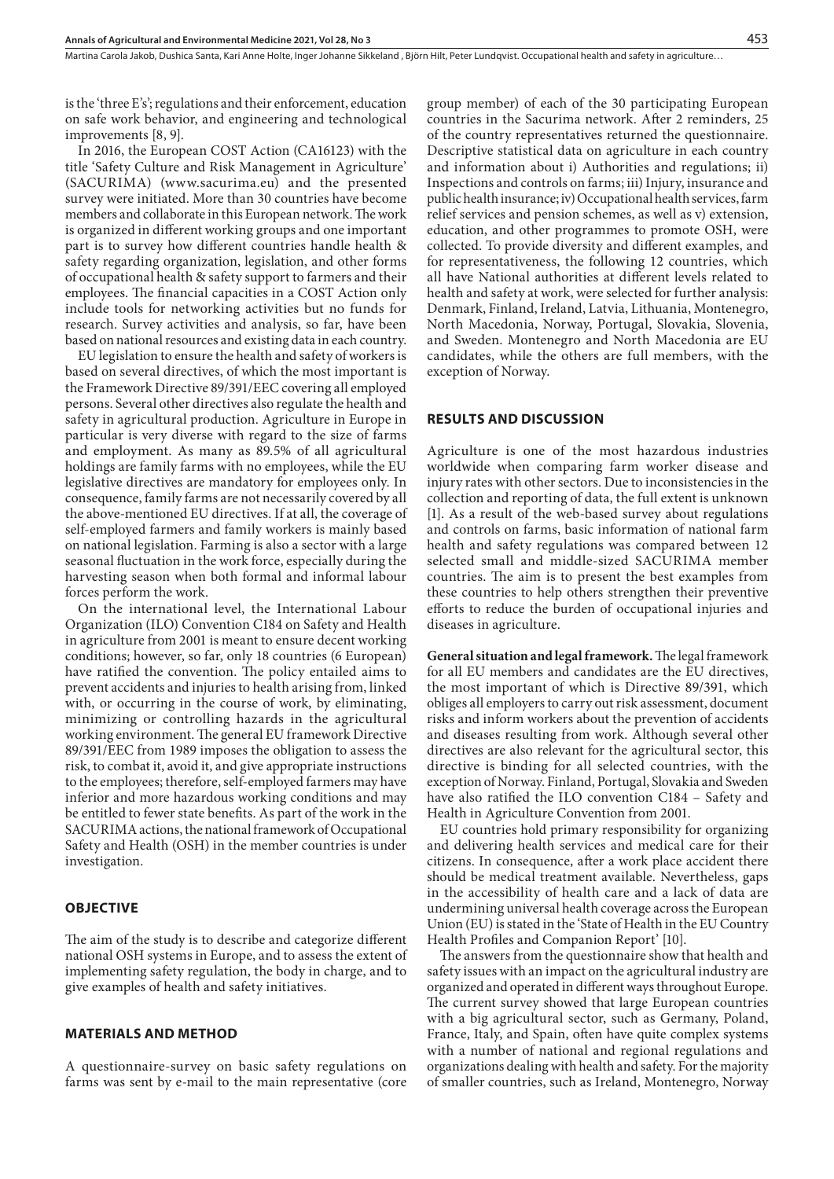is the 'three E's'; regulations and their enforcement, education on safe work behavior, and engineering and technological improvements [8, 9].

In 2016, the European COST Action (CA16123) with the title 'Safety Culture and Risk Management in Agriculture' (SACURIMA) (www.sacurima.eu) and the presented survey were initiated. More than 30 countries have become members and collaborate in this European network. The work is organized in different working groups and one important part is to survey how different countries handle health & safety regarding organization, legislation, and other forms of occupational health & safety support to farmers and their employees. The financial capacities in a COST Action only include tools for networking activities but no funds for research. Survey activities and analysis, so far, have been based on national resources and existing data in each country.

EU legislation to ensure the health and safety of workers is based on several directives, of which the most important is the Framework Directive 89/391/EEC covering all employed persons. Several other directives also regulate the health and safety in agricultural production. Agriculture in Europe in particular is very diverse with regard to the size of farms and employment. As many as 89.5% of all agricultural holdings are family farms with no employees, while the EU legislative directives are mandatory for employees only. In consequence, family farms are not necessarily covered by all the above-mentioned EU directives. If at all, the coverage of self-employed farmers and family workers is mainly based on national legislation. Farming is also a sector with a large seasonal fluctuation in the work force, especially during the harvesting season when both formal and informal labour forces perform the work.

On the international level, the International Labour Organization (ILO) Convention C184 on Safety and Health in agriculture from 2001 is meant to ensure decent working conditions; however, so far, only 18 countries (6 European) have ratified the convention. The policy entailed aims to prevent accidents and injuries to health arising from, linked with, or occurring in the course of work, by eliminating, minimizing or controlling hazards in the agricultural working environment. The general EU framework Directive 89/391/EEC from 1989 imposes the obligation to assess the risk, to combat it, avoid it, and give appropriate instructions to the employees; therefore, self-employed farmers may have inferior and more hazardous working conditions and may be entitled to fewer state benefits. As part of the work in the SACURIMA actions, the national framework of Occupational Safety and Health (OSH) in the member countries is under investigation.

## OBJECTIVE

The aim of the study is to describe and categorize different national OSH systems in Europe, and to assess the extent of implementing safety regulation, the body in charge, and to give examples of health and safety initiatives.

## MATERIALS AND METHOD

A questionnaire-survey on basic safety regulations on farms was sent by e-mail to the main representative (core group member) of each of the 30 participating European countries in the Sacurima network. After 2 reminders, 25 of the country representatives returned the questionnaire. Descriptive statistical data on agriculture in each country and information about i) Authorities and regulations; ii) Inspections and controls on farms; iii) Injury, insurance and public health insurance; iv) Occupational health services, farm relief services and pension schemes, as well as v) extension, education, and other programmes to promote OSH, were collected. To provide diversity and different examples, and for representativeness, the following 12 countries, which all have National authorities at different levels related to health and safety at work, were selected for further analysis: Denmark, Finland, Ireland, Latvia, Lithuania, Montenegro, North Macedonia, Norway, Portugal, Slovakia, Slovenia, and Sweden. Montenegro and North Macedonia are EU candidates, while the others are full members, with the exception of Norway.

## RESULTS AND DISCUSSION

Agriculture is one of the most hazardous industries worldwide when comparing farm worker disease and injury rates with other sectors. Due to inconsistencies in the collection and reporting of data, the full extent is unknown [1]. As a result of the web-based survey about regulations and controls on farms, basic information of national farm health and safety regulations was compared between 12 selected small and middle-sized SACURIMA member countries. The aim is to present the best examples from these countries to help others strengthen their preventive efforts to reduce the burden of occupational injuries and diseases in agriculture.

**General situation and legal framework.** The legal framework for all EU members and candidates are the EU directives, the most important of which is Directive 89/391, which obliges all employers to carry out risk assessment, document risks and inform workers about the prevention of accidents and diseases resulting from work. Although several other directives are also relevant for the agricultural sector, this directive is binding for all selected countries, with the exception of Norway. Finland, Portugal, Slovakia and Sweden have also ratified the ILO convention C184 – Safety and Health in Agriculture Convention from 2001.

EU countries hold primary responsibility for organizing and delivering health services and medical care for their citizens. In consequence, after a work place accident there should be medical treatment available. Nevertheless, gaps in the accessibility of health care and a lack of data are undermining universal health coverage across the European Union (EU) is stated in the 'State of Health in the EU Country Health Profiles and Companion Report' [10].

The answers from the questionnaire show that health and safety issues with an impact on the agricultural industry are organized and operated in different ways throughout Europe. The current survey showed that large European countries with a big agricultural sector, such as Germany, Poland, France, Italy, and Spain, often have quite complex systems with a number of national and regional regulations and organizations dealing with health and safety. For the majority of smaller countries, such as Ireland, Montenegro, Norway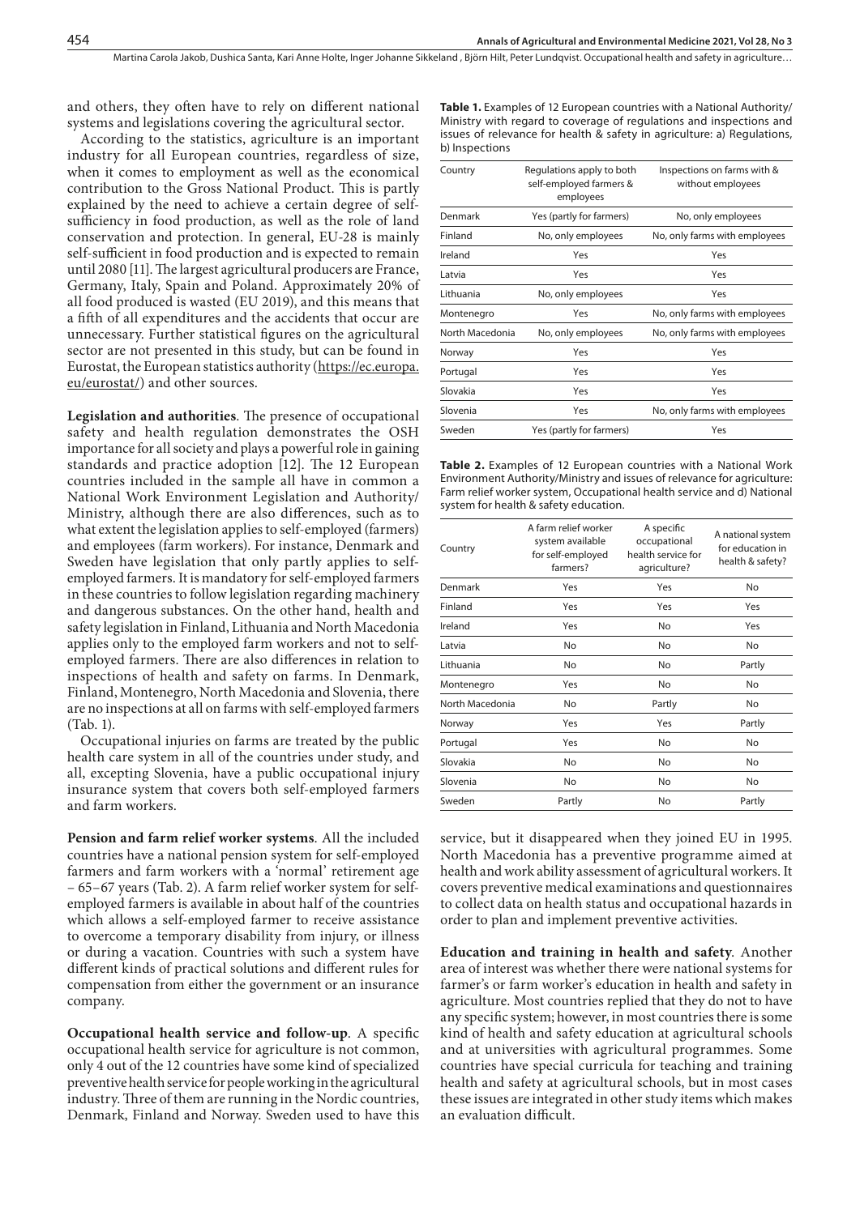and others, they often have to rely on different national systems and legislations covering the agricultural sector.

According to the statistics, agriculture is an important industry for all European countries, regardless of size, when it comes to employment as well as the economical contribution to the Gross National Product. This is partly explained by the need to achieve a certain degree of self-sufficiency in food production, as well as the role of land conservation and protection. In general, EU-28 is mainly self-sufficient in food production and is expected to remain until 2080 [11]. The largest agricultural producers are France, Germany, Italy, Spain and Poland. Approximately 20% of all food produced is wasted (EU 2019), and this means that a fifth of all expenditures and the accidents that occur are unnecessary. Further statistical figures on the agricultural sector are not presented in this study, but can be found in Eurostat, the European statistics authority (https://ec.europa.eu/eurostat/) and other sources.

**Legislation and authorities**. The presence of occupational safety and health regulation demonstrates the OSH importance for all society and plays a powerful role in gaining standards and practice adoption [12]. The 12 European countries included in the sample all have in common a National Work Environment Legislation and Authority/Ministry, although there are also differences, such as to what extent the legislation applies to self-employed (farmers) and employees (farm workers). For instance, Denmark and Sweden have legislation that only partly applies to self-employed farmers. It is mandatory for self-employed farmers in these countries to follow legislation regarding machinery and dangerous substances. On the other hand, health and safety legislation in Finland, Lithuania and North Macedonia applies only to the employed farm workers and not to self-employed farmers. There are also differences in relation to inspections of health and safety on farms. In Denmark, Finland, Montenegro, North Macedonia and Slovenia, there are no inspections at all on farms with self-employed farmers (Tab. 1).

**Table 1.** Examples of 12 European countries with a National Authority/ Ministry with regard to coverage of regulations and inspections and issues of relevance for health & safety in agriculture: a) Regulations, b) Inspections

| Country | Regulations apply to both self-employed farmers & employees | Inspections on farms with & without employees |
|---|---|---|
| Denmark | Yes (partly for farmers) | No, only employees |
| Finland | No, only employees | No, only farms with employees |
| Ireland | Yes | Yes |
| Latvia | Yes | Yes |
| Lithuania | No, only employees | Yes |
| Montenegro | Yes | No, only farms with employees |
| North Macedonia | No, only employees | No, only farms with employees |
| Norway | Yes | Yes |
| Portugal | Yes | Yes |
| Slovakia | Yes | Yes |
| Slovenia | Yes | No, only farms with employees |
| Sweden | Yes (partly for farmers) | Yes |

Occupational injuries on farms are treated by the public health care system in all of the countries under study, and all, excepting Slovenia, have a public occupational injury insurance system that covers both self-employed farmers and farm workers.

**Pension and farm relief worker systems**. All the included countries have a national pension system for self-employed farmers and farm workers with a 'normal' retirement age – 65–67 years (Tab. 2). A farm relief worker system for self-employed farmers is available in about half of the countries which allows a self-employed farmer to receive assistance to overcome a temporary disability from injury, or illness or during a vacation. Countries with such a system have different kinds of practical solutions and different rules for compensation from either the government or an insurance company.

**Table 2.** Examples of 12 European countries with a National Work Environment Authority/Ministry and issues of relevance for agriculture: Farm relief worker system, Occupational health service and d) National system for health & safety education.

| Country | A farm relief worker system available for self-employed farmers? | A specific occupational health service for agriculture? | A national system for education in health & safety? |
|---|---|---|---|
| Denmark | Yes | Yes | No |
| Finland | Yes | Yes | Yes |
| Ireland | Yes | No | Yes |
| Latvia | No | No | No |
| Lithuania | No | No | Partly |
| Montenegro | Yes | No | No |
| North Macedonia | No | Partly | No |
| Norway | Yes | Yes | Partly |
| Portugal | Yes | No | No |
| Slovakia | No | No | No |
| Slovenia | No | No | No |
| Sweden | Partly | No | Partly |

**Occupational health service and follow-up**. A specific occupational health service for agriculture is not common, only 4 out of the 12 countries have some kind of specialized preventive health service for people working in the agricultural industry. Three of them are running in the Nordic countries, Denmark, Finland and Norway. Sweden used to have this service, but it disappeared when they joined EU in 1995. North Macedonia has a preventive programme aimed at health and work ability assessment of agricultural workers. It covers preventive medical examinations and questionnaires to collect data on health status and occupational hazards in order to plan and implement preventive activities.

**Education and training in health and safety**. Another area of interest was whether there were national systems for farmer's or farm worker's education in health and safety in agriculture. Most countries replied that they do not to have any specific system; however, in most countries there is some kind of health and safety education at agricultural schools and at universities with agricultural programmes. Some countries have special curricula for teaching and training health and safety at agricultural schools, but in most cases these issues are integrated in other study items which makes an evaluation difficult.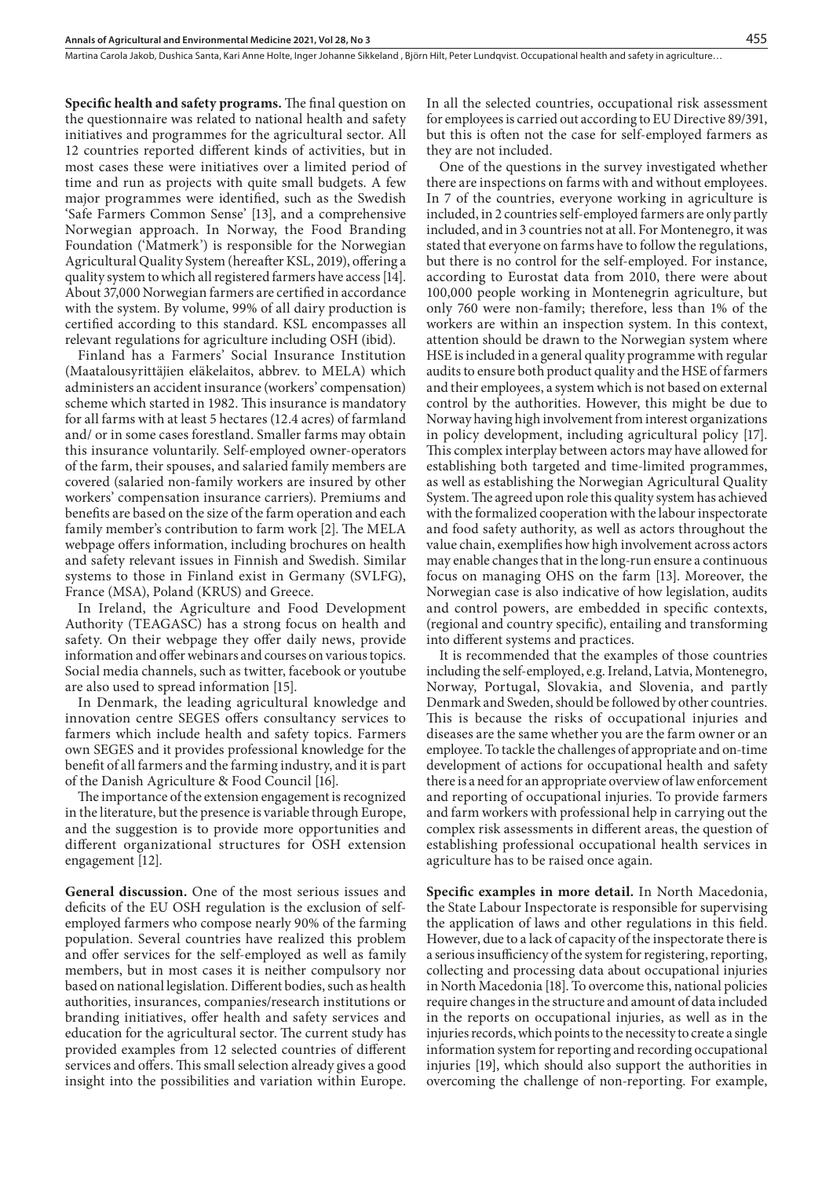**Specific health and safety programs.** The final question on the questionnaire was related to national health and safety initiatives and programmes for the agricultural sector. All 12 countries reported different kinds of activities, but in most cases these were initiatives over a limited period of time and run as projects with quite small budgets. A few major programmes were identified, such as the Swedish 'Safe Farmers Common Sense' [13], and a comprehensive Norwegian approach. In Norway, the Food Branding Foundation ('Matmerk') is responsible for the Norwegian Agricultural Quality System (hereafter KSL, 2019), offering a quality system to which all registered farmers have access [14]. About 37,000 Norwegian farmers are certified in accordance with the system. By volume, 99% of all dairy production is certified according to this standard. KSL encompasses all relevant regulations for agriculture including OSH (ibid).

Finland has a Farmers' Social Insurance Institution (Maatalousyrittäjien eläkelaitos, abbrev. to MELA) which administers an accident insurance (workers' compensation) scheme which started in 1982. This insurance is mandatory for all farms with at least 5 hectares (12.4 acres) of farmland and/ or in some cases forestland. Smaller farms may obtain this insurance voluntarily. Self-employed owner-operators of the farm, their spouses, and salaried family members are covered (salaried non-family workers are insured by other workers' compensation insurance carriers). Premiums and benefits are based on the size of the farm operation and each family member's contribution to farm work [2]. The MELA webpage offers information, including brochures on health and safety relevant issues in Finnish and Swedish. Similar systems to those in Finland exist in Germany (SVLFG), France (MSA), Poland (KRUS) and Greece.

In Ireland, the Agriculture and Food Development Authority (TEAGASC) has a strong focus on health and safety. On their webpage they offer daily news, provide information and offer webinars and courses on various topics. Social media channels, such as twitter, facebook or youtube are also used to spread information [15].

In Denmark, the leading agricultural knowledge and innovation centre SEGES offers consultancy services to farmers which include health and safety topics. Farmers own SEGES and it provides professional knowledge for the benefit of all farmers and the farming industry, and it is part of the Danish Agriculture & Food Council [16].

The importance of the extension engagement is recognized in the literature, but the presence is variable through Europe, and the suggestion is to provide more opportunities and different organizational structures for OSH extension engagement [12].

**General discussion.** One of the most serious issues and deficits of the EU OSH regulation is the exclusion of self-employed farmers who compose nearly 90% of the farming population. Several countries have realized this problem and offer services for the self-employed as well as family members, but in most cases it is neither compulsory nor based on national legislation. Different bodies, such as health authorities, insurances, companies/research institutions or branding initiatives, offer health and safety services and education for the agricultural sector. The current study has provided examples from 12 selected countries of different services and offers. This small selection already gives a good insight into the possibilities and variation within Europe.

In all the selected countries, occupational risk assessment for employees is carried out according to EU Directive 89/391, but this is often not the case for self-employed farmers as they are not included.

One of the questions in the survey investigated whether there are inspections on farms with and without employees. In 7 of the countries, everyone working in agriculture is included, in 2 countries self-employed farmers are only partly included, and in 3 countries not at all. For Montenegro, it was stated that everyone on farms have to follow the regulations, but there is no control for the self-employed. For instance, according to Eurostat data from 2010, there were about 100,000 people working in Montenegrin agriculture, but only 760 were non-family; therefore, less than 1% of the workers are within an inspection system. In this context, attention should be drawn to the Norwegian system where HSE is included in a general quality programme with regular audits to ensure both product quality and the HSE of farmers and their employees, a system which is not based on external control by the authorities. However, this might be due to Norway having high involvement from interest organizations in policy development, including agricultural policy [17]. This complex interplay between actors may have allowed for establishing both targeted and time-limited programmes, as well as establishing the Norwegian Agricultural Quality System. The agreed upon role this quality system has achieved with the formalized cooperation with the labour inspectorate and food safety authority, as well as actors throughout the value chain, exemplifies how high involvement across actors may enable changes that in the long-run ensure a continuous focus on managing OHS on the farm [13]. Moreover, the Norwegian case is also indicative of how legislation, audits and control powers, are embedded in specific contexts, (regional and country specific), entailing and transforming into different systems and practices.

It is recommended that the examples of those countries including the self-employed, e.g. Ireland, Latvia, Montenegro, Norway, Portugal, Slovakia, and Slovenia, and partly Denmark and Sweden, should be followed by other countries. This is because the risks of occupational injuries and diseases are the same whether you are the farm owner or an employee. To tackle the challenges of appropriate and on-time development of actions for occupational health and safety there is a need for an appropriate overview of law enforcement and reporting of occupational injuries. To provide farmers and farm workers with professional help in carrying out the complex risk assessments in different areas, the question of establishing professional occupational health services in agriculture has to be raised once again.

**Specific examples in more detail.** In North Macedonia, the State Labour Inspectorate is responsible for supervising the application of laws and other regulations in this field. However, due to a lack of capacity of the inspectorate there is a serious insufficiency of the system for registering, reporting, collecting and processing data about occupational injuries in North Macedonia [18]. To overcome this, national policies require changes in the structure and amount of data included in the reports on occupational injuries, as well as in the injuries records, which points to the necessity to create a single information system for reporting and recording occupational injuries [19], which should also support the authorities in overcoming the challenge of non-reporting. For example,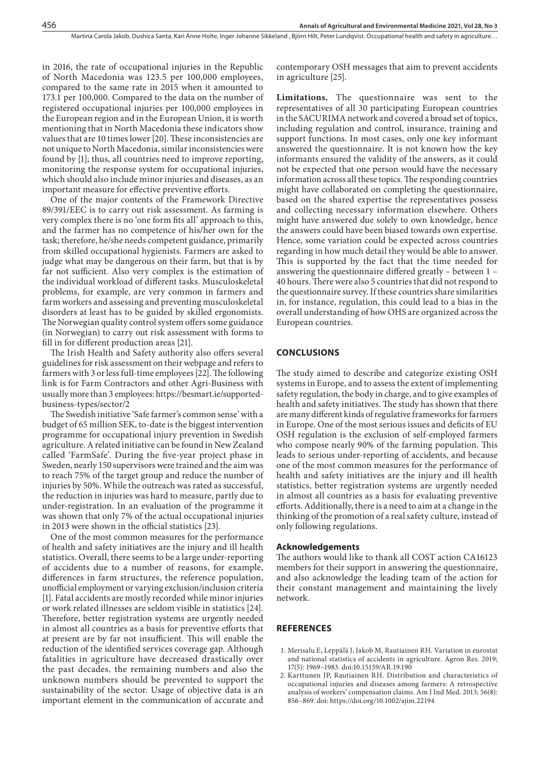in 2016, the rate of occupational injuries in the Republic of North Macedonia was 123.5 per 100,000 employees, compared to the same rate in 2015 when it amounted to 173.1 per 100,000. Compared to the data on the number of registered occupational injuries per 100,000 employees in the European region and in the European Union, it is worth mentioning that in North Macedonia these indicators show values that are 10 times lower [20]. These inconsistencies are not unique to North Macedonia, similar inconsistencies were found by [1]; thus, all countries need to improve reporting, monitoring the response system for occupational injuries, which should also include minor injuries and diseases, as an important measure for effective preventive efforts.

One of the major contents of the Framework Directive 89/391/EEC is to carry out risk assessment. As farming is very complex there is no 'one form fits all' approach to this, and the farmer has no competence of his/her own for the task; therefore, he/she needs competent guidance, primarily from skilled occupational hygienists. Farmers are asked to judge what may be dangerous on their farm, but that is by far not sufficient. Also very complex is the estimation of the individual workload of different tasks. Musculoskeletal problems, for example, are very common in farmers and farm workers and assessing and preventing musculoskeletal disorders at least has to be guided by skilled ergonomists. The Norwegian quality control system offers some guidance (in Norwegian) to carry out risk assessment with forms to fill in for different production areas [21].

The Irish Health and Safety authority also offers several guidelines for risk assessment on their webpage and refers to farmers with 3 or less full-time employees [22]. The following link is for Farm Contractors and other Agri-Business with usually more than 3 employees: https://besmart.ie/supported-business-types/sector/2

The Swedish initiative 'Safe farmer's common sense' with a budget of 65 million SEK, to-date is the biggest intervention programme for occupational injury prevention in Swedish agriculture. A related initiative can be found in New Zealand called 'FarmSafe'. During the five-year project phase in Sweden, nearly 150 supervisors were trained and the aim was to reach 75% of the target group and reduce the number of injuries by 50%. While the outreach was rated as successful, the reduction in injuries was hard to measure, partly due to under-registration. In an evaluation of the programme it was shown that only 7% of the actual occupational injuries in 2013 were shown in the official statistics [23].

One of the most common measures for the performance of health and safety initiatives are the injury and ill health statistics. Overall, there seems to be a large under-reporting of accidents due to a number of reasons, for example, differences in farm structures, the reference population, unofficial employment or varying exclusion/inclusion criteria [1]. Fatal accidents are mostly recorded while minor injuries or work related illnesses are seldom visible in statistics [24]. Therefore, better registration systems are urgently needed in almost all countries as a basis for preventive efforts that at present are by far not insufficient. This will enable the reduction of the identified services coverage gap. Although fatalities in agriculture have decreased drastically over the past decades, the remaining numbers and also the unknown numbers should be prevented to support the sustainability of the sector. Usage of objective data is an important element in the communication of accurate and contemporary OSH messages that aim to prevent accidents in agriculture [25].

**Limitations.** The questionnaire was sent to the representatives of all 30 participating European countries in the SACURIMA network and covered a broad set of topics, including regulation and control, insurance, training and support functions. In most cases, only one key informant answered the questionnaire. It is not known how the key informants ensured the validity of the answers, as it could not be expected that one person would have the necessary information across all these topics. The responding countries might have collaborated on completing the questionnaire, based on the shared expertise the representatives possess and collecting necessary information elsewhere. Others might have answered due solely to own knowledge, hence the answers could have been biased towards own expertise. Hence, some variation could be expected across countries regarding in how much detail they would be able to answer. This is supported by the fact that the time needed for answering the questionnaire differed greatly – between 1 – 40 hours. There were also 5 countries that did not respond to the questionnaire survey. If these countries share similarities in, for instance, regulation, this could lead to a bias in the overall understanding of how OHS are organized across the European countries.

## CONCLUSIONS

The study aimed to describe and categorize existing OSH systems in Europe, and to assess the extent of implementing safety regulation, the body in charge, and to give examples of health and safety initiatives. The study has shown that there are many different kinds of regulative frameworks for farmers in Europe. One of the most serious issues and deficits of EU OSH regulation is the exclusion of self-employed farmers who compose nearly 90% of the farming population. This leads to serious under-reporting of accidents, and because one of the most common measures for the performance of health and safety initiatives are the injury and ill health statistics, better registration systems are urgently needed in almost all countries as a basis for evaluating preventive efforts. Additionally, there is a need to aim at a change in the thinking of the promotion of a real safety culture, instead of only following regulations.

### Acknowledgements

The authors would like to thank all COST action CA16123 members for their support in answering the questionnaire, and also acknowledge the leading team of the action for their constant management and maintaining the lively network.

## REFERENCES

1. Merisalu E, Leppälä J, Jakob M, Rautiainen RH. Variation in eurostat and national statistics of accidents in agriculture. Agron Res. 2019; 17(5): 1969–1983. doi:10.15159/AR.19.190
2. Karttunen JP, Rautiainen RH. Distribution and characteristics of occupational injuries and diseases among farmers: A retrospective analysis of workers' compensation claims. Am J Ind Med. 2013; 56(8): 856–869. doi: https://doi.org/10.1002/ajim.22194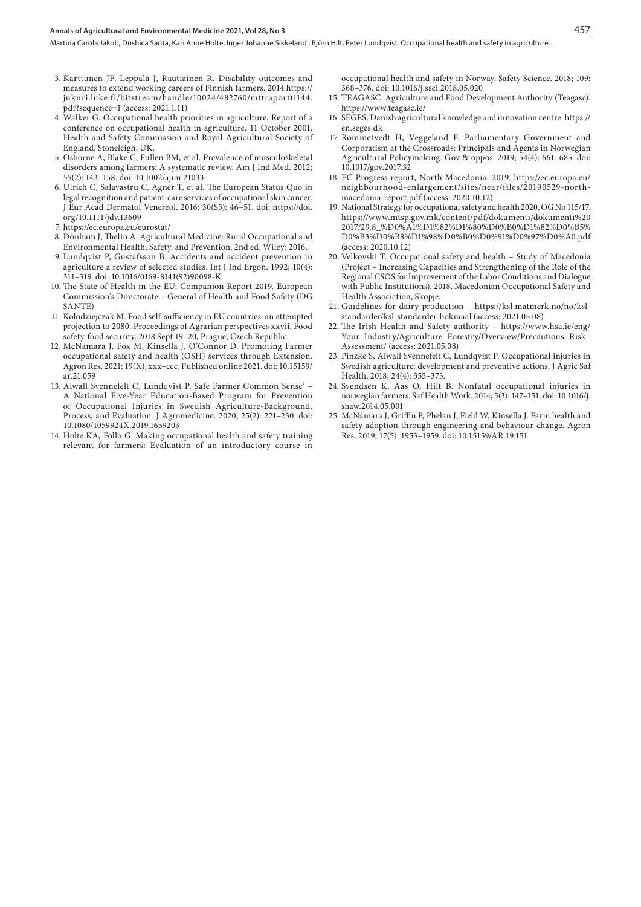3. Karttunen JP, Leppälä J, Rautiainen R. Disability outcomes and measures to extend working careers of Finnish farmers. 2014 https://jukuri.luke.fi/bitstream/handle/10024/482760/mttraportti144.pdf?sequence=1 (access: 2021.1.11)
4. Walker G. Occupational health priorities in agriculture, Report of a conference on occupational health in agriculture, 11 October 2001, Health and Safety Commission and Royal Agricultural Society of England, Stoneleigh, UK.
5. Osborne A, Blake C, Fullen BM, et al. Prevalence of musculoskeletal disorders among farmers: A systematic review. Am J Ind Med. 2012; 55(2): 143–158. doi: 10.1002/ajim.21033
6. Ulrich C, Salavastru C, Agner T, et al. The European Status Quo in legal recognition and patient-care services of occupational skin cancer. J Eur Acad Dermatol Venereol. 2016; 30(S3): 46–51. doi: https://doi.org/10.1111/jdv.13609
7. https://ec.europa.eu/eurostat/
8. Donham J, Thelin A. Agricultural Medicine: Rural Occupational and Environmental Health, Safety, and Prevention, 2nd ed. Wiley; 2016.
9. Lundqvist P, Gustafsson B. Accidents and accident prevention in agriculture a review of selected studies. Int J Ind Ergon. 1992; 10(4): 311–319. doi: 10.1016/0169-8141(92)90098-K
10. The State of Health in the EU: Companion Report 2019. European Commission's Directorate – General of Health and Food Safety (DG SANTE)
11. Kolodziejczak M. Food self-sufficiency in EU countries: an attempted projection to 2080. Proceedings of Agrarian perspectives xxvii. Food safety-food security. 2018 Sept 19–20, Prague, Czech Republic.
12. McNamara J, Fox M, Kinsella J, O'Connor D. Promoting Farmer occupational safety and health (OSH) services through Extension. Agron Res. 2021; 19(X), xxx–ccc, Published online 2021. doi: 10.15159/ar.21.059
13. Alwall Svennefelt C, Lundqvist P. Safe Farmer Common Sense' – A National Five-Year Education-Based Program for Prevention of Occupational Injuries in Swedish Agriculture-Background, Process, and Evaluation. J Agromedicine. 2020; 25(2): 221–230. doi: 10.1080/1059924X.2019.1659203
14. Holte KA, Follo G. Making occupational health and safety training relevant for farmers: Evaluation of an introductory course in occupational health and safety in Norway. Safety Science. 2018; 109: 368–376. doi: 10.1016/j.ssci.2018.05.020
15. TEAGASC. Agriculture and Food Development Authority (Teagasc). https://www.teagasc.ie/
16. SEGES. Danish agricultural knowledge and innovation centre. https://en.seges.dk
17. Rommetvedt H, Veggeland F. Parliamentary Government and Corporatism at the Crossroads: Principals and Agents in Norwegian Agricultural Policymaking. Gov & oppos. 2019; 54(4): 661–685. doi: 10.1017/gov.2017.32
18. EC Progress report, North Macedonia. 2019. https://ec.europa.eu/neighbourhood-enlargement/sites/near/files/20190529-north-macedonia-report.pdf (access: 2020.10.12)
19. National Strategy for occupational safety and health 2020, OG No 115/17. https://www.mtsp.gov.mk/content/pdf/dokumenti/dokumenti%202017/29.8_%D0%A1%D1%82%D1%80%D0%B0%D1%82%D0%B5%D0%B3%D0%B8%D1%98%D0%B0%D0%91%D0%97%D0%A0.pdf (access: 2020.10.12)
20. Velkovski T. Occupational safety and health – Study of Macedonia (Project – Increasing Capacities and Strengthening of the Role of the Regional CSOS for Improvement of the Labor Conditions and Dialogue with Public Institutions). 2018. Macedonian Occupational Safety and Health Association, Skopje.
21. Guidelines for dairy production – https://ksl.matmerk.no/no/ksl-standarder/ksl-standarder-bokmaal (access: 2021.05.08)
22. The Irish Health and Safety authority – https://www.hsa.ie/eng/Your_Industry/Agriculture_Forestry/Overview/Precautions_Risk_Assessment/ (access: 2021.05.08)
23. Pinzke S, Alwall Svennefelt C, Lundqvist P. Occupational injuries in Swedish agriculture: development and preventive actions. J Agric Saf Health. 2018; 24(4): 355–373.
24. Svendsen K, Aas O, Hilt B. Nonfatal occupational injuries in norwegian farmers. Saf Health Work. 2014; 5(3): 147–151. doi: 10.1016/j.shaw.2014.05.001
25. McNamara J, Griffin P, Phelan J, Field W, Kinsella J. Farm health and safety adoption through engineering and behaviour change. Agron Res. 2019; 17(5): 1953–1959. doi: 10.15159/AR.19.151